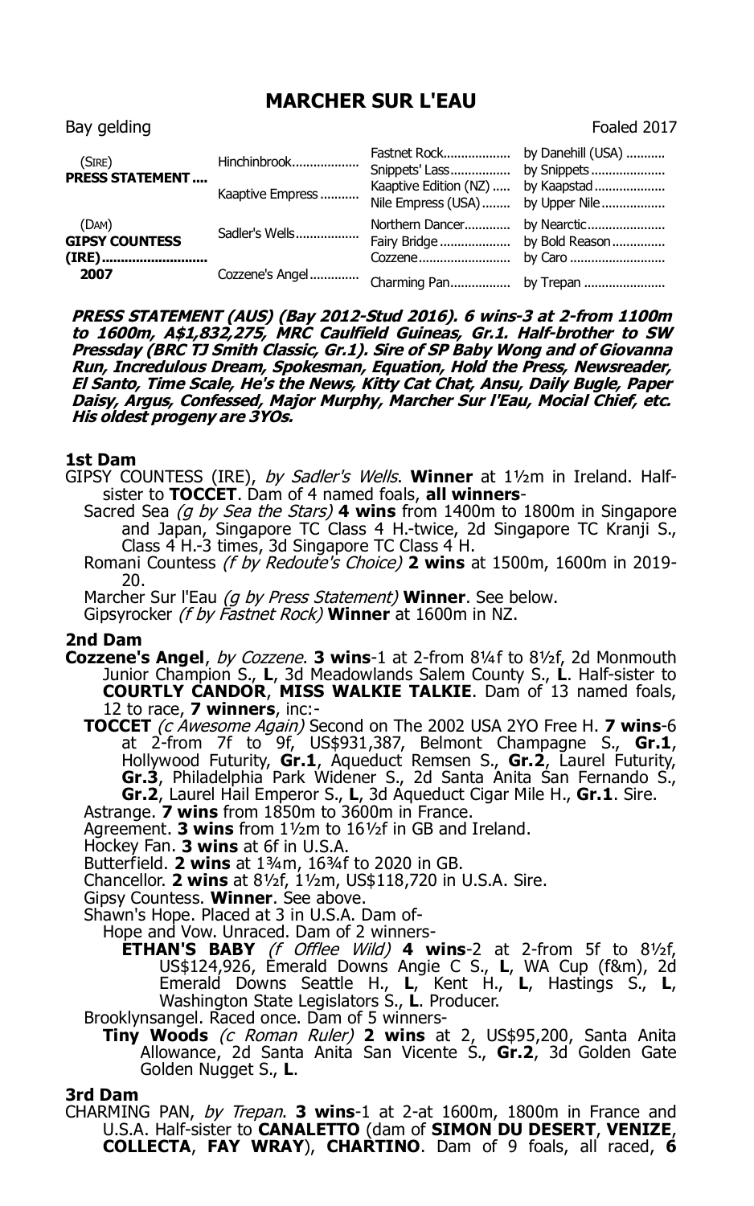# MARCHER SUR L'EAU

Bay gelding | Foaled 2017

| | | | |
|---|---|---|---|
| (SIRE) **PRESS STATEMENT** .... | Hinchinbrook.................. | Fastnet Rock.................. | by Danehill (USA) ........... |
| | | Snippets' Lass................. | by Snippets ..................... |
| | Kaaptive Empress ........... | Kaaptive Edition (NZ) ..... | by Kaapstad .................... |
| | | Nile Empress (USA)........ | by Upper Nile.................. |
| (DAM) **GIPSY COUNTESS (IRE)............................ 2007** | Sadler's Wells.................. | Northern Dancer............ | by Nearctic...................... |
| | | Fairy Bridge ................... | by Bold Reason.............. |
| | Cozzene's Angel............. | Cozzene.......................... | by Caro .......................... |
| | | Charming Pan................. | by Trepan ....................... |

***PRESS STATEMENT (AUS) (Bay 2012-Stud 2016). 6 wins-3 at 2-from 1100m to 1600m, A$1,832,275, MRC Caulfield Guineas, Gr.1. Half-brother to SW Pressday (BRC TJ Smith Classic, Gr.1). Sire of SP Baby Wong and of Giovanna Run, Incredulous Dream, Spokesman, Equation, Hold the Press, Newsreader, El Santo, Time Scale, He's the News, Kitty Cat Chat, Ansu, Daily Bugle, Paper Daisy, Argus, Confessed, Major Murphy, Marcher Sur l'Eau, Mocial Chief, etc. His oldest progeny are 3YOs.***

### 1st Dam

GIPSY COUNTESS (IRE), *by Sadler's Wells*. **Winner** at 1½m in Ireland. Half-sister to **TOCCET**. Dam of 4 named foals, **all winners**-

Sacred Sea *(g by Sea the Stars)* **4 wins** from 1400m to 1800m in Singapore and Japan, Singapore TC Class 4 H.-twice, 2d Singapore TC Kranji S., Class 4 H.-3 times, 3d Singapore TC Class 4 H.

Romani Countess *(f by Redoute's Choice)* **2 wins** at 1500m, 1600m in 2019-20.

Marcher Sur l'Eau *(g by Press Statement)* **Winner**. See below.

Gipsyrocker *(f by Fastnet Rock)* **Winner** at 1600m in NZ.

### 2nd Dam

**Cozzene's Angel**, *by Cozzene*. **3 wins**-1 at 2-from 8¼f to 8½f, 2d Monmouth Junior Champion S., **L**, 3d Meadowlands Salem County S., **L**. Half-sister to **COURTLY CANDOR**, **MISS WALKIE TALKIE**. Dam of 13 named foals, 12 to race, **7 winners**, inc:-

**TOCCET** *(c Awesome Again)* Second on The 2002 USA 2YO Free H. **7 wins**-6 at 2-from 7f to 9f, US$931,387, Belmont Champagne S., **Gr.1**, Hollywood Futurity, **Gr.1**, Aqueduct Remsen S., **Gr.2**, Laurel Futurity, **Gr.3**, Philadelphia Park Widener S., 2d Santa Anita San Fernando S., **Gr.2**, Laurel Hail Emperor S., **L**, 3d Aqueduct Cigar Mile H., **Gr.1**. Sire.

Astrange. **7 wins** from 1850m to 3600m in France.

Agreement. **3 wins** from 1½m to 16½f in GB and Ireland.

Hockey Fan. **3 wins** at 6f in U.S.A.

Butterfield. **2 wins** at 1¾m, 16¾f to 2020 in GB.

Chancellor. **2 wins** at 8½f, 1½m, US$118,720 in U.S.A. Sire.

Gipsy Countess. **Winner**. See above.

Shawn's Hope. Placed at 3 in U.S.A. Dam of-

Hope and Vow. Unraced. Dam of 2 winners-

**ETHAN'S BABY** *(f Offlee Wild)* **4 wins**-2 at 2-from 5f to 8½f, US$124,926, Emerald Downs Angie C S., **L**, WA Cup (f&m), 2d Emerald Downs Seattle H., **L**, Kent H., **L**, Hastings S., **L**, Washington State Legislators S., **L**. Producer.

Brooklynsangel. Raced once. Dam of 5 winners-

**Tiny Woods** *(c Roman Ruler)* **2 wins** at 2, US$95,200, Santa Anita Allowance, 2d Santa Anita San Vicente S., **Gr.2**, 3d Golden Gate Golden Nugget S., **L**.

### 3rd Dam

CHARMING PAN, *by Trepan*. **3 wins**-1 at 2-at 1600m, 1800m in France and U.S.A. Half-sister to **CANALETTO** (dam of **SIMON DU DESERT**, **VENIZE**, **COLLECTA**, **FAY WRAY**), **CHARTINO**. Dam of 9 foals, all raced, **6**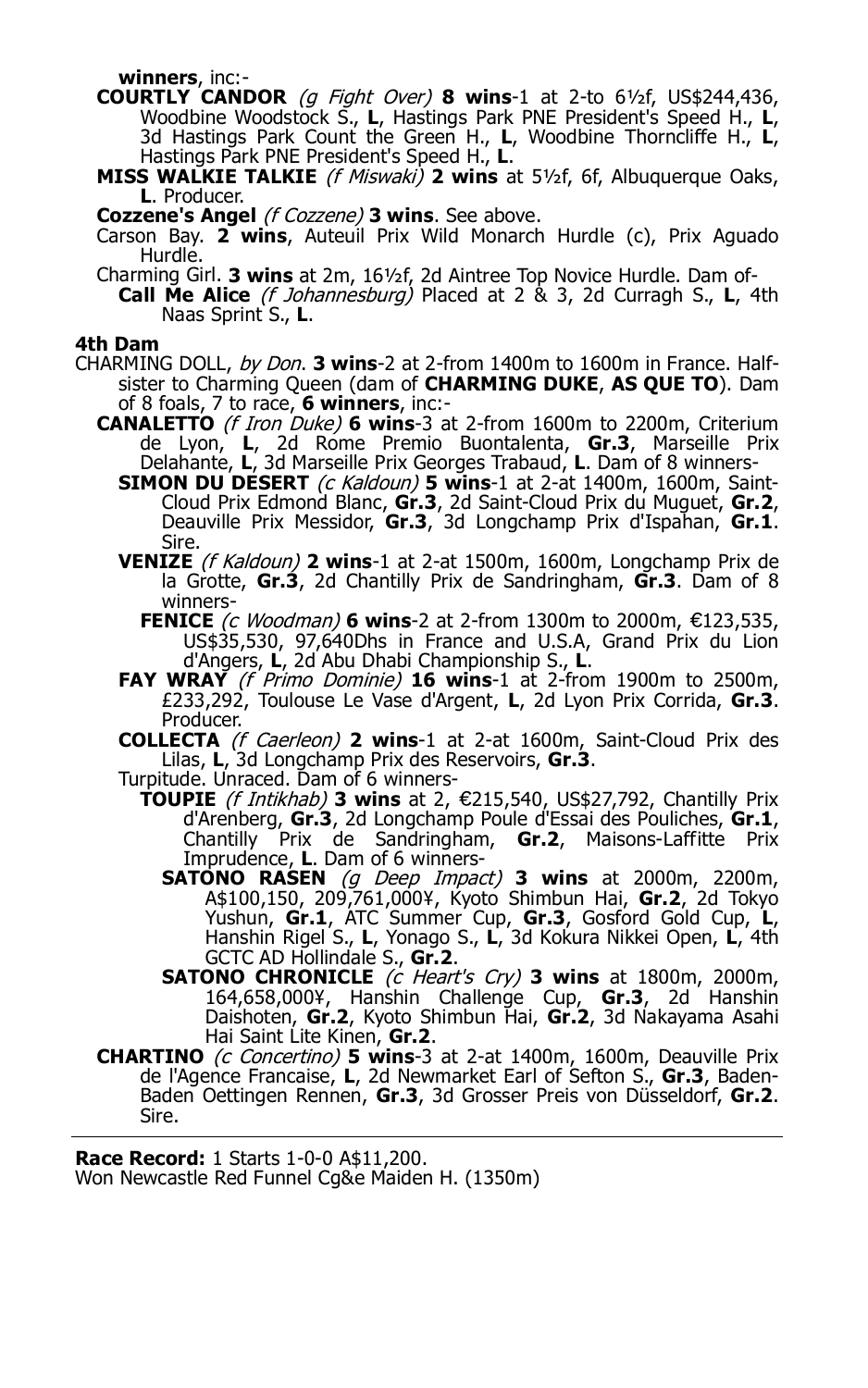**winners**, inc:-

**COURTLY CANDOR** *(g Fight Over)* **8 wins**-1 at 2-to 6½f, US$244,436, Woodbine Woodstock S., **L**, Hastings Park PNE President's Speed H., **L**, 3d Hastings Park Count the Green H., **L**, Woodbine Thorncliffe H., **L**, Hastings Park PNE President's Speed H., **L**.

**MISS WALKIE TALKIE** *(f Miswaki)* **2 wins** at 5½f, 6f, Albuquerque Oaks, **L**. Producer.

**Cozzene's Angel** *(f Cozzene)* **3 wins**. See above.

Carson Bay. **2 wins**, Auteuil Prix Wild Monarch Hurdle (c), Prix Aguado Hurdle.

Charming Girl. **3 wins** at 2m, 16½f, 2d Aintree Top Novice Hurdle. Dam of-

**Call Me Alice** *(f Johannesburg)* Placed at 2 & 3, 2d Curragh S., **L**, 4th Naas Sprint S., **L**.

### 4th Dam

CHARMING DOLL, *by Don*. **3 wins**-2 at 2-from 1400m to 1600m in France. Half-sister to Charming Queen (dam of **CHARMING DUKE**, **AS QUE TO**). Dam of 8 foals, 7 to race, **6 winners**, inc:-

**CANALETTO** *(f Iron Duke)* **6 wins**-3 at 2-from 1600m to 2200m, Criterium de Lyon, **L**, 2d Rome Premio Buontalenta, **Gr.3**, Marseille Prix Delahante, **L**, 3d Marseille Prix Georges Trabaud, **L**. Dam of 8 winners-

**SIMON DU DESERT** *(c Kaldoun)* **5 wins**-1 at 2-at 1400m, 1600m, Saint-Cloud Prix Edmond Blanc, **Gr.3**, 2d Saint-Cloud Prix du Muguet, **Gr.2**, Deauville Prix Messidor, **Gr.3**, 3d Longchamp Prix d'Ispahan, **Gr.1**. Sire.

**VENIZE** *(f Kaldoun)* **2 wins**-1 at 2-at 1500m, 1600m, Longchamp Prix de la Grotte, **Gr.3**, 2d Chantilly Prix de Sandringham, **Gr.3**. Dam of 8 winners-

**FENICE** *(c Woodman)* **6 wins**-2 at 2-from 1300m to 2000m, €123,535, US$35,530, 97,640Dhs in France and U.S.A, Grand Prix du Lion d'Angers, **L**, 2d Abu Dhabi Championship S., **L**.

**FAY WRAY** *(f Primo Dominie)* **16 wins**-1 at 2-from 1900m to 2500m, £233,292, Toulouse Le Vase d'Argent, **L**, 2d Lyon Prix Corrida, **Gr.3**. Producer.

**COLLECTA** *(f Caerleon)* **2 wins**-1 at 2-at 1600m, Saint-Cloud Prix des Lilas, **L**, 3d Longchamp Prix des Reservoirs, **Gr.3**.

Turpitude. Unraced. Dam of 6 winners-

**TOUPIE** *(f Intikhab)* **3 wins** at 2, €215,540, US$27,792, Chantilly Prix d'Arenberg, **Gr.3**, 2d Longchamp Poule d'Essai des Pouliches, **Gr.1**, Chantilly Prix de Sandringham, **Gr.2**, Maisons-Laffitte Prix Imprudence, **L**. Dam of 6 winners-

**SATONO RASEN** *(g Deep Impact)* **3 wins** at 2000m, 2200m, A$100,150, 209,761,000¥, Kyoto Shimbun Hai, **Gr.2**, 2d Tokyo Yushun, **Gr.1**, ATC Summer Cup, **Gr.3**, Gosford Gold Cup, **L**, Hanshin Rigel S., **L**, Yonago S., **L**, 3d Kokura Nikkei Open, **L**, 4th GCTC AD Hollindale S., **Gr.2**.

**SATONO CHRONICLE** *(c Heart's Cry)* **3 wins** at 1800m, 2000m, 164,658,000¥, Hanshin Challenge Cup, **Gr.3**, 2d Hanshin Daishoten, **Gr.2**, Kyoto Shimbun Hai, **Gr.2**, 3d Nakayama Asahi Hai Saint Lite Kinen, **Gr.2**.

**CHARTINO** *(c Concertino)* **5 wins**-3 at 2-at 1400m, 1600m, Deauville Prix de l'Agence Francaise, **L**, 2d Newmarket Earl of Sefton S., **Gr.3**, Baden-Baden Oettingen Rennen, **Gr.3**, 3d Grosser Preis von Düsseldorf, **Gr.2**. Sire.

---

**Race Record:** 1 Starts 1-0-0 A$11,200.
Won Newcastle Red Funnel Cg&e Maiden H. (1350m)